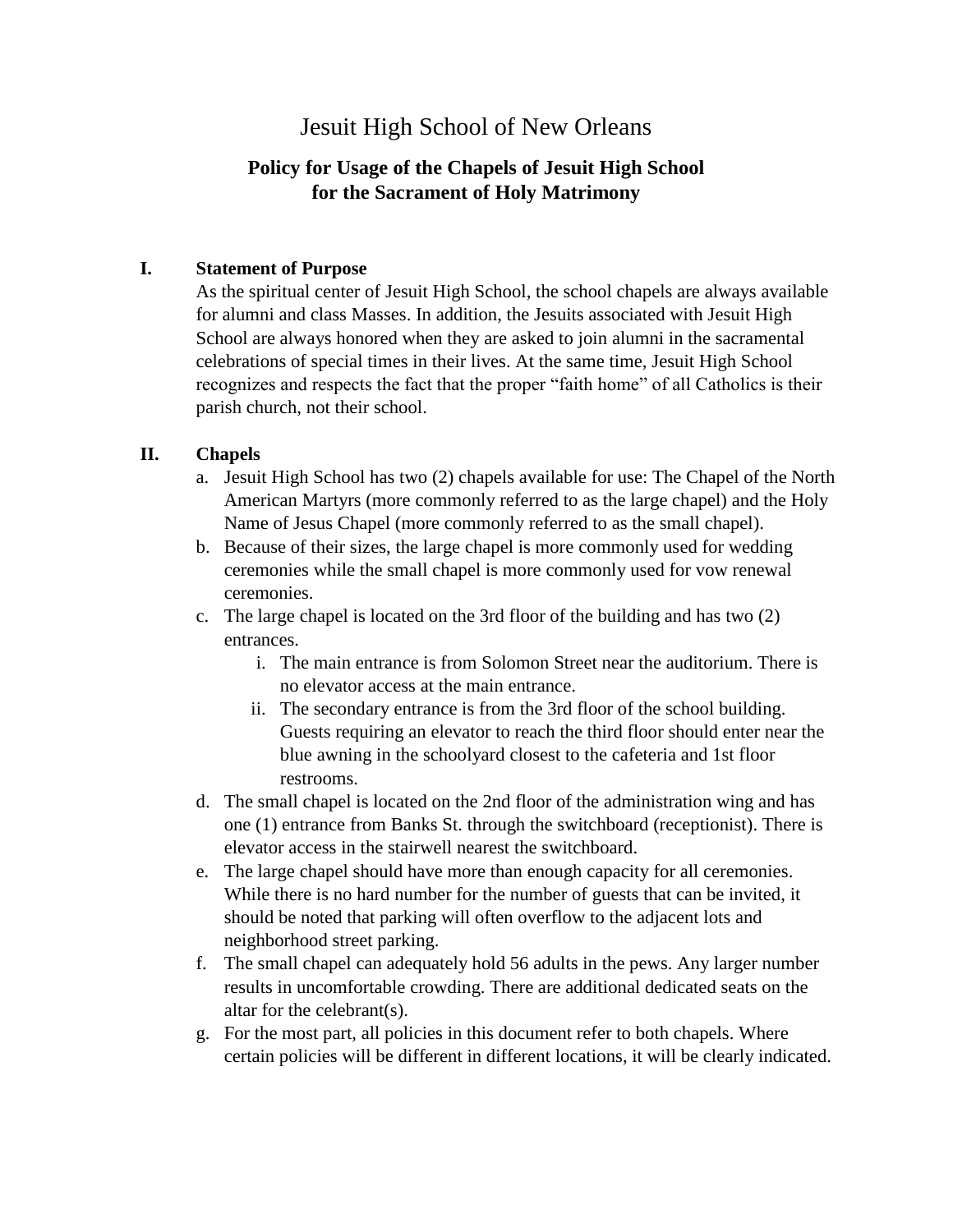# Jesuit High School of New Orleans

## Policy for Usage of the Chapels of Jesuit High School for the Sacrament of Holy Matrimony

### I. Statement of Purpose

As the spiritual center of Jesuit High School, the school chapels are always available for alumni and class Masses. In addition, the Jesuits associated with Jesuit High School are always honored when they are asked to join alumni in the sacramental celebrations of special times in their lives. At the same time, Jesuit High School recognizes and respects the fact that the proper "faith home" of all Catholics is their parish church, not their school.

### II. Chapels

a. Jesuit High School has two (2) chapels available for use: The Chapel of the North American Martyrs (more commonly referred to as the large chapel) and the Holy Name of Jesus Chapel (more commonly referred to as the small chapel).

b. Because of their sizes, the large chapel is more commonly used for wedding ceremonies while the small chapel is more commonly used for vow renewal ceremonies.

c. The large chapel is located on the 3rd floor of the building and has two (2) entrances.
   - i. The main entrance is from Solomon Street near the auditorium. There is no elevator access at the main entrance.
   - ii. The secondary entrance is from the 3rd floor of the school building. Guests requiring an elevator to reach the third floor should enter near the blue awning in the schoolyard closest to the cafeteria and 1st floor restrooms.

d. The small chapel is located on the 2nd floor of the administration wing and has one (1) entrance from Banks St. through the switchboard (receptionist). There is elevator access in the stairwell nearest the switchboard.

e. The large chapel should have more than enough capacity for all ceremonies. While there is no hard number for the number of guests that can be invited, it should be noted that parking will often overflow to the adjacent lots and neighborhood street parking.

f. The small chapel can adequately hold 56 adults in the pews. Any larger number results in uncomfortable crowding. There are additional dedicated seats on the altar for the celebrant(s).

g. For the most part, all policies in this document refer to both chapels. Where certain policies will be different in different locations, it will be clearly indicated.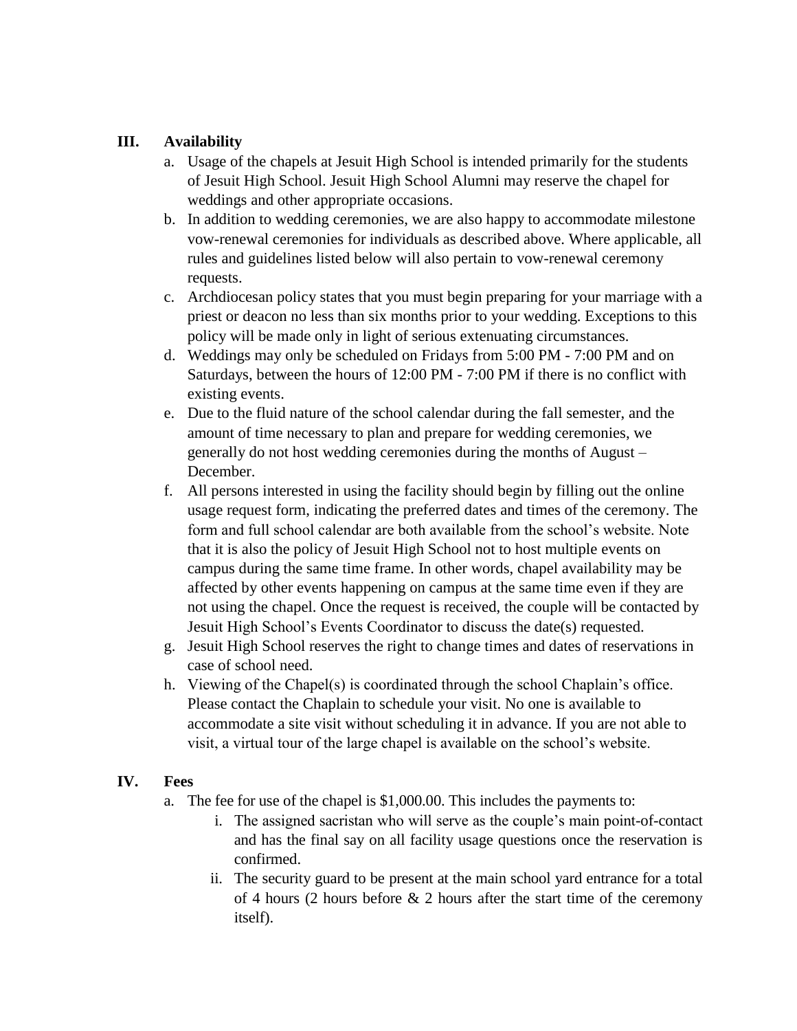## III. Availability

a. Usage of the chapels at Jesuit High School is intended primarily for the students of Jesuit High School. Jesuit High School Alumni may reserve the chapel for weddings and other appropriate occasions.

b. In addition to wedding ceremonies, we are also happy to accommodate milestone vow-renewal ceremonies for individuals as described above. Where applicable, all rules and guidelines listed below will also pertain to vow-renewal ceremony requests.

c. Archdiocesan policy states that you must begin preparing for your marriage with a priest or deacon no less than six months prior to your wedding. Exceptions to this policy will be made only in light of serious extenuating circumstances.

d. Weddings may only be scheduled on Fridays from 5:00 PM - 7:00 PM and on Saturdays, between the hours of 12:00 PM - 7:00 PM if there is no conflict with existing events.

e. Due to the fluid nature of the school calendar during the fall semester, and the amount of time necessary to plan and prepare for wedding ceremonies, we generally do not host wedding ceremonies during the months of August – December.

f. All persons interested in using the facility should begin by filling out the online usage request form, indicating the preferred dates and times of the ceremony. The form and full school calendar are both available from the school's website. Note that it is also the policy of Jesuit High School not to host multiple events on campus during the same time frame. In other words, chapel availability may be affected by other events happening on campus at the same time even if they are not using the chapel. Once the request is received, the couple will be contacted by Jesuit High School's Events Coordinator to discuss the date(s) requested.

g. Jesuit High School reserves the right to change times and dates of reservations in case of school need.

h. Viewing of the Chapel(s) is coordinated through the school Chaplain's office. Please contact the Chaplain to schedule your visit. No one is available to accommodate a site visit without scheduling it in advance. If you are not able to visit, a virtual tour of the large chapel is available on the school's website.

## IV. Fees

a. The fee for use of the chapel is $1,000.00. This includes the payments to:

   i. The assigned sacristan who will serve as the couple's main point-of-contact and has the final say on all facility usage questions once the reservation is confirmed.

   ii. The security guard to be present at the main school yard entrance for a total of 4 hours (2 hours before & 2 hours after the start time of the ceremony itself).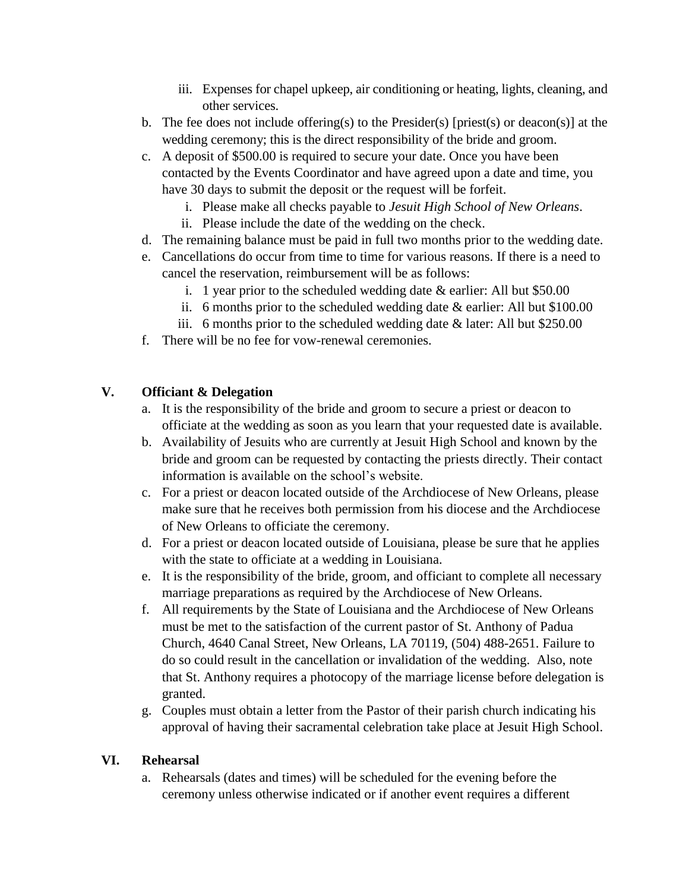iii. Expenses for chapel upkeep, air conditioning or heating, lights, cleaning, and other services.

b. The fee does not include offering(s) to the Presider(s) [priest(s) or deacon(s)] at the wedding ceremony; this is the direct responsibility of the bride and groom.
c. A deposit of $500.00 is required to secure your date. Once you have been contacted by the Events Coordinator and have agreed upon a date and time, you have 30 days to submit the deposit or the request will be forfeit.
   i. Please make all checks payable to *Jesuit High School of New Orleans*.
   ii. Please include the date of the wedding on the check.
d. The remaining balance must be paid in full two months prior to the wedding date.
e. Cancellations do occur from time to time for various reasons. If there is a need to cancel the reservation, reimbursement will be as follows:
   i. 1 year prior to the scheduled wedding date & earlier: All but $50.00
   ii. 6 months prior to the scheduled wedding date & earlier: All but $100.00
   iii. 6 months prior to the scheduled wedding date & later: All but $250.00
f. There will be no fee for vow-renewal ceremonies.

## V. Officiant & Delegation

a. It is the responsibility of the bride and groom to secure a priest or deacon to officiate at the wedding as soon as you learn that your requested date is available.
b. Availability of Jesuits who are currently at Jesuit High School and known by the bride and groom can be requested by contacting the priests directly. Their contact information is available on the school's website.
c. For a priest or deacon located outside of the Archdiocese of New Orleans, please make sure that he receives both permission from his diocese and the Archdiocese of New Orleans to officiate the ceremony.
d. For a priest or deacon located outside of Louisiana, please be sure that he applies with the state to officiate at a wedding in Louisiana.
e. It is the responsibility of the bride, groom, and officiant to complete all necessary marriage preparations as required by the Archdiocese of New Orleans.
f. All requirements by the State of Louisiana and the Archdiocese of New Orleans must be met to the satisfaction of the current pastor of St. Anthony of Padua Church, 4640 Canal Street, New Orleans, LA 70119, (504) 488-2651. Failure to do so could result in the cancellation or invalidation of the wedding. Also, note that St. Anthony requires a photocopy of the marriage license before delegation is granted.
g. Couples must obtain a letter from the Pastor of their parish church indicating his approval of having their sacramental celebration take place at Jesuit High School.

## VI. Rehearsal

a. Rehearsals (dates and times) will be scheduled for the evening before the ceremony unless otherwise indicated or if another event requires a different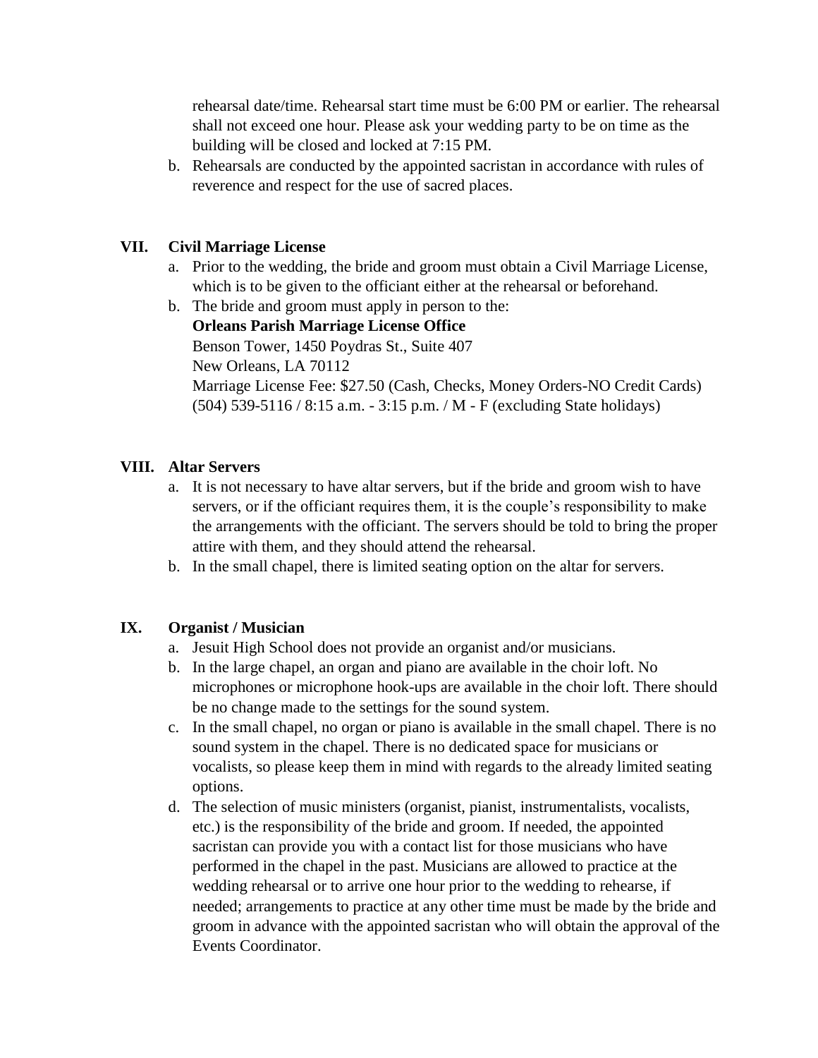rehearsal date/time. Rehearsal start time must be 6:00 PM or earlier. The rehearsal shall not exceed one hour. Please ask your wedding party to be on time as the building will be closed and locked at 7:15 PM.

b. Rehearsals are conducted by the appointed sacristan in accordance with rules of reverence and respect for the use of sacred places.

## VII. Civil Marriage License

a. Prior to the wedding, the bride and groom must obtain a Civil Marriage License, which is to be given to the officiant either at the rehearsal or beforehand.

b. The bride and groom must apply in person to the:
   **Orleans Parish Marriage License Office**
   Benson Tower, 1450 Poydras St., Suite 407
   New Orleans, LA 70112
   Marriage License Fee: $27.50 (Cash, Checks, Money Orders-NO Credit Cards)
   (504) 539-5116 / 8:15 a.m. - 3:15 p.m. / M - F (excluding State holidays)

## VIII. Altar Servers

a. It is not necessary to have altar servers, but if the bride and groom wish to have servers, or if the officiant requires them, it is the couple's responsibility to make the arrangements with the officiant. The servers should be told to bring the proper attire with them, and they should attend the rehearsal.

b. In the small chapel, there is limited seating option on the altar for servers.

## IX. Organist / Musician

a. Jesuit High School does not provide an organist and/or musicians.

b. In the large chapel, an organ and piano are available in the choir loft. No microphones or microphone hook-ups are available in the choir loft. There should be no change made to the settings for the sound system.

c. In the small chapel, no organ or piano is available in the small chapel. There is no sound system in the chapel. There is no dedicated space for musicians or vocalists, so please keep them in mind with regards to the already limited seating options.

d. The selection of music ministers (organist, pianist, instrumentalists, vocalists, etc.) is the responsibility of the bride and groom. If needed, the appointed sacristan can provide you with a contact list for those musicians who have performed in the chapel in the past. Musicians are allowed to practice at the wedding rehearsal or to arrive one hour prior to the wedding to rehearse, if needed; arrangements to practice at any other time must be made by the bride and groom in advance with the appointed sacristan who will obtain the approval of the Events Coordinator.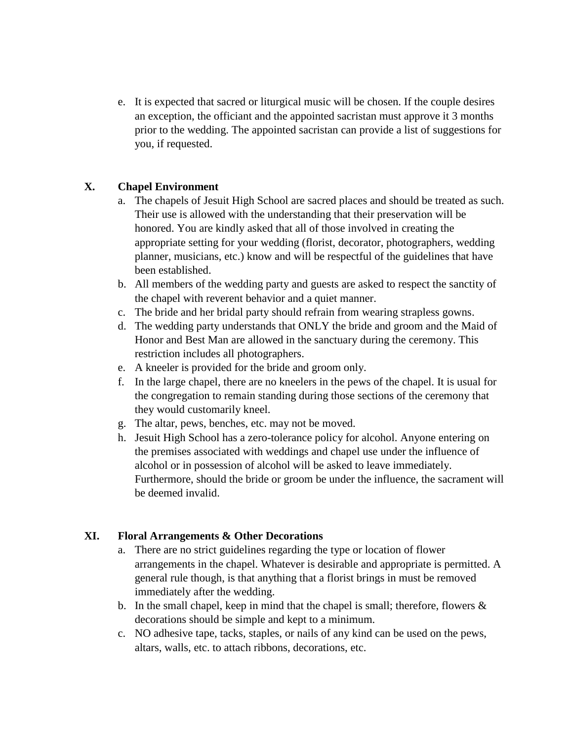e. It is expected that sacred or liturgical music will be chosen. If the couple desires an exception, the officiant and the appointed sacristan must approve it 3 months prior to the wedding. The appointed sacristan can provide a list of suggestions for you, if requested.

## X. Chapel Environment

a. The chapels of Jesuit High School are sacred places and should be treated as such. Their use is allowed with the understanding that their preservation will be honored. You are kindly asked that all of those involved in creating the appropriate setting for your wedding (florist, decorator, photographers, wedding planner, musicians, etc.) know and will be respectful of the guidelines that have been established.
b. All members of the wedding party and guests are asked to respect the sanctity of the chapel with reverent behavior and a quiet manner.
c. The bride and her bridal party should refrain from wearing strapless gowns.
d. The wedding party understands that ONLY the bride and groom and the Maid of Honor and Best Man are allowed in the sanctuary during the ceremony. This restriction includes all photographers.
e. A kneeler is provided for the bride and groom only.
f. In the large chapel, there are no kneelers in the pews of the chapel. It is usual for the congregation to remain standing during those sections of the ceremony that they would customarily kneel.
g. The altar, pews, benches, etc. may not be moved.
h. Jesuit High School has a zero-tolerance policy for alcohol. Anyone entering on the premises associated with weddings and chapel use under the influence of alcohol or in possession of alcohol will be asked to leave immediately. Furthermore, should the bride or groom be under the influence, the sacrament will be deemed invalid.

## XI. Floral Arrangements & Other Decorations

a. There are no strict guidelines regarding the type or location of flower arrangements in the chapel. Whatever is desirable and appropriate is permitted. A general rule though, is that anything that a florist brings in must be removed immediately after the wedding.
b. In the small chapel, keep in mind that the chapel is small; therefore, flowers & decorations should be simple and kept to a minimum.
c. NO adhesive tape, tacks, staples, or nails of any kind can be used on the pews, altars, walls, etc. to attach ribbons, decorations, etc.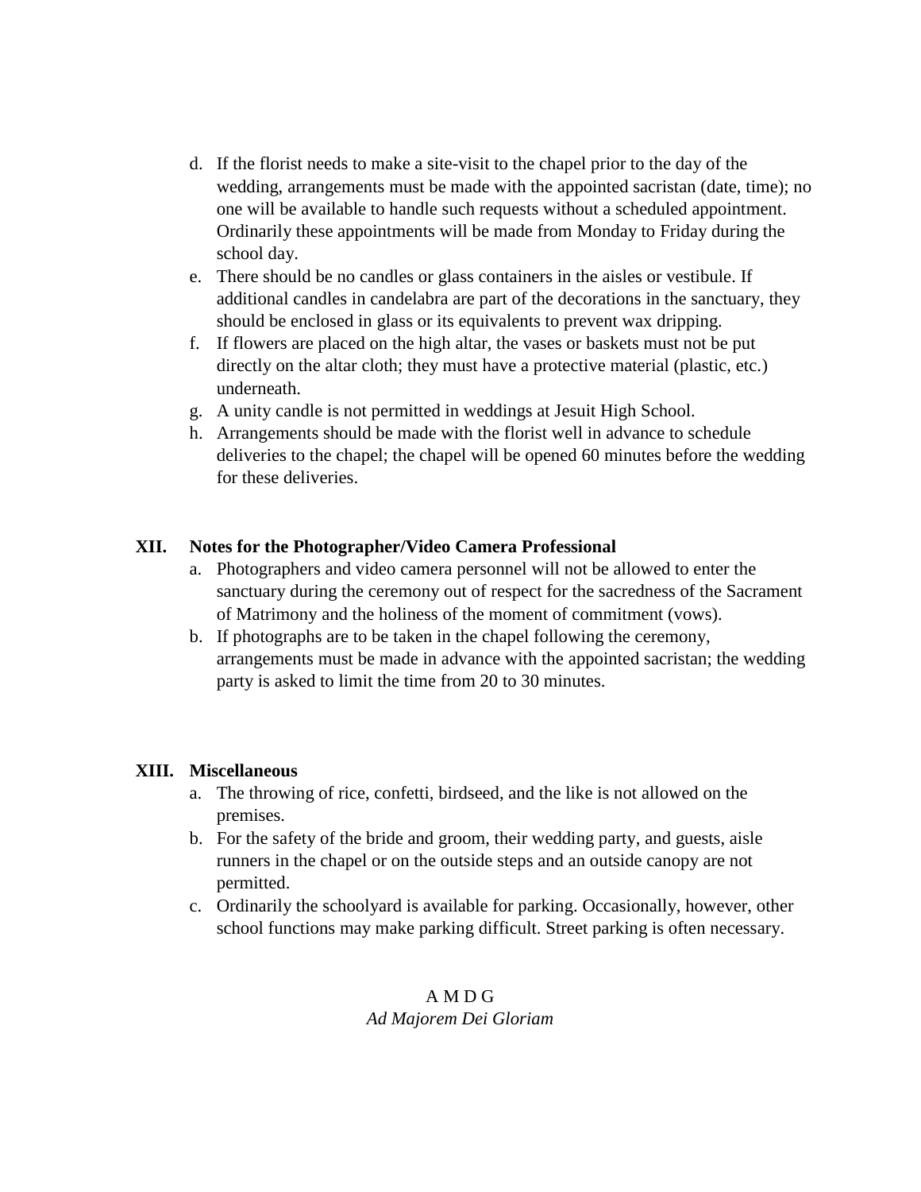d. If the florist needs to make a site-visit to the chapel prior to the day of the wedding, arrangements must be made with the appointed sacristan (date, time); no one will be available to handle such requests without a scheduled appointment. Ordinarily these appointments will be made from Monday to Friday during the school day.
e. There should be no candles or glass containers in the aisles or vestibule. If additional candles in candelabra are part of the decorations in the sanctuary, they should be enclosed in glass or its equivalents to prevent wax dripping.
f. If flowers are placed on the high altar, the vases or baskets must not be put directly on the altar cloth; they must have a protective material (plastic, etc.) underneath.
g. A unity candle is not permitted in weddings at Jesuit High School.
h. Arrangements should be made with the florist well in advance to schedule deliveries to the chapel; the chapel will be opened 60 minutes before the wedding for these deliveries.

## XII. Notes for the Photographer/Video Camera Professional

a. Photographers and video camera personnel will not be allowed to enter the sanctuary during the ceremony out of respect for the sacredness of the Sacrament of Matrimony and the holiness of the moment of commitment (vows).
b. If photographs are to be taken in the chapel following the ceremony, arrangements must be made in advance with the appointed sacristan; the wedding party is asked to limit the time from 20 to 30 minutes.

## XIII. Miscellaneous

a. The throwing of rice, confetti, birdseed, and the like is not allowed on the premises.
b. For the safety of the bride and groom, their wedding party, and guests, aisle runners in the chapel or on the outside steps and an outside canopy are not permitted.
c. Ordinarily the schoolyard is available for parking. Occasionally, however, other school functions may make parking difficult. Street parking is often necessary.

A M D G

*Ad Majorem Dei Gloriam*